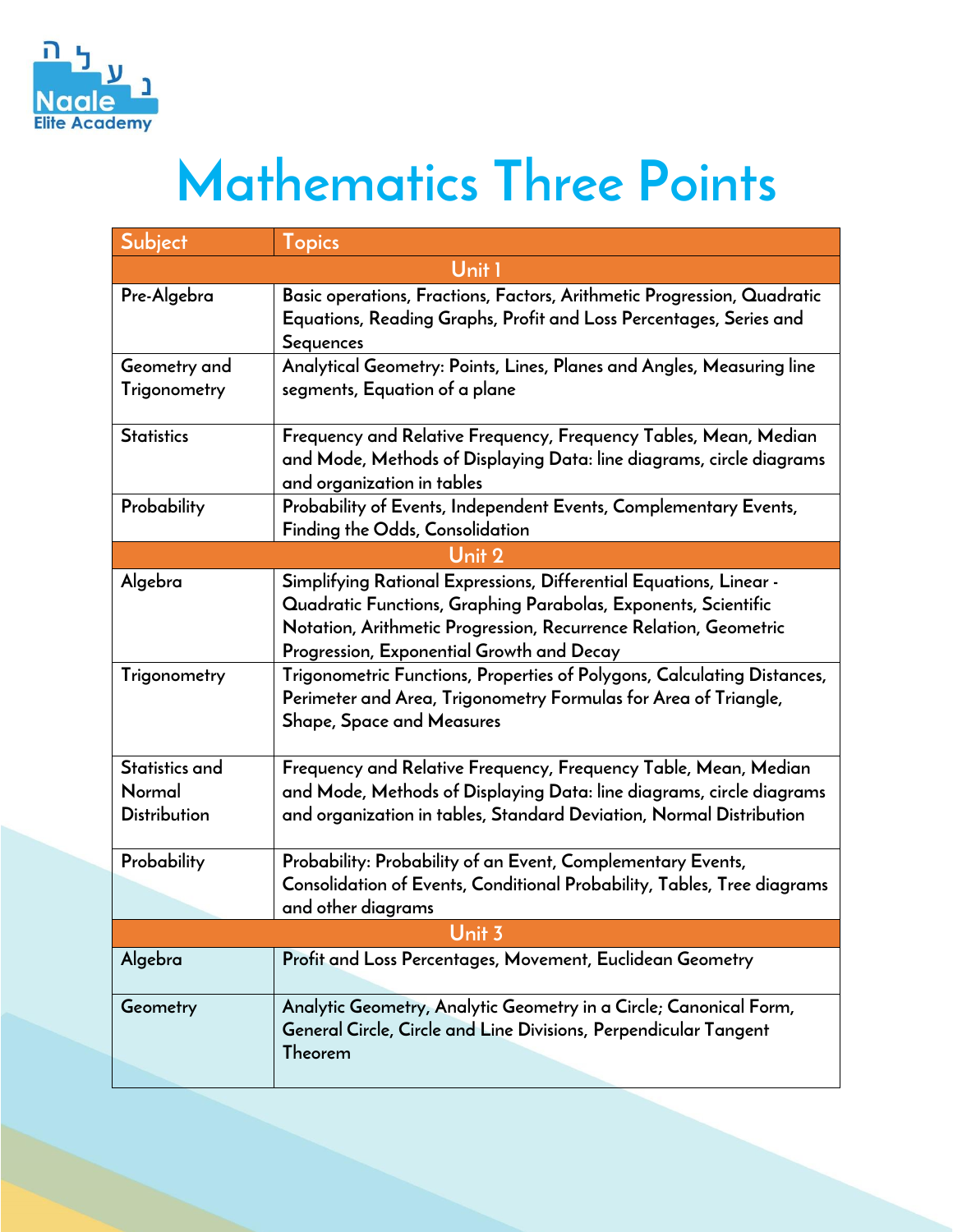Naale Elite Academy

# Mathematics Three Points

| Subject | Topics |
|---|---|
| **Unit 1** | |
| Pre-Algebra | Basic operations, Fractions, Factors, Arithmetic Progression, Quadratic Equations, Reading Graphs, Profit and Loss Percentages, Series and Sequences |
| Geometry and Trigonometry | Analytical Geometry: Points, Lines, Planes and Angles, Measuring line segments, Equation of a plane |
| Statistics | Frequency and Relative Frequency, Frequency Tables, Mean, Median and Mode, Methods of Displaying Data: line diagrams, circle diagrams and organization in tables |
| Probability | Probability of Events, Independent Events, Complementary Events, Finding the Odds, Consolidation |
| **Unit 2** | |
| Algebra | Simplifying Rational Expressions, Differential Equations, Linear - Quadratic Functions, Graphing Parabolas, Exponents, Scientific Notation, Arithmetic Progression, Recurrence Relation, Geometric Progression, Exponential Growth and Decay |
| Trigonometry | Trigonometric Functions, Properties of Polygons, Calculating Distances, Perimeter and Area, Trigonometry Formulas for Area of Triangle, Shape, Space and Measures |
| Statistics and Normal Distribution | Frequency and Relative Frequency, Frequency Table, Mean, Median and Mode, Methods of Displaying Data: line diagrams, circle diagrams and organization in tables, Standard Deviation, Normal Distribution |
| Probability | Probability: Probability of an Event, Complementary Events, Consolidation of Events, Conditional Probability, Tables, Tree diagrams and other diagrams |
| **Unit 3** | |
| Algebra | Profit and Loss Percentages, Movement, Euclidean Geometry |
| Geometry | Analytic Geometry, Analytic Geometry in a Circle; Canonical Form, General Circle, Circle and Line Divisions, Perpendicular Tangent Theorem |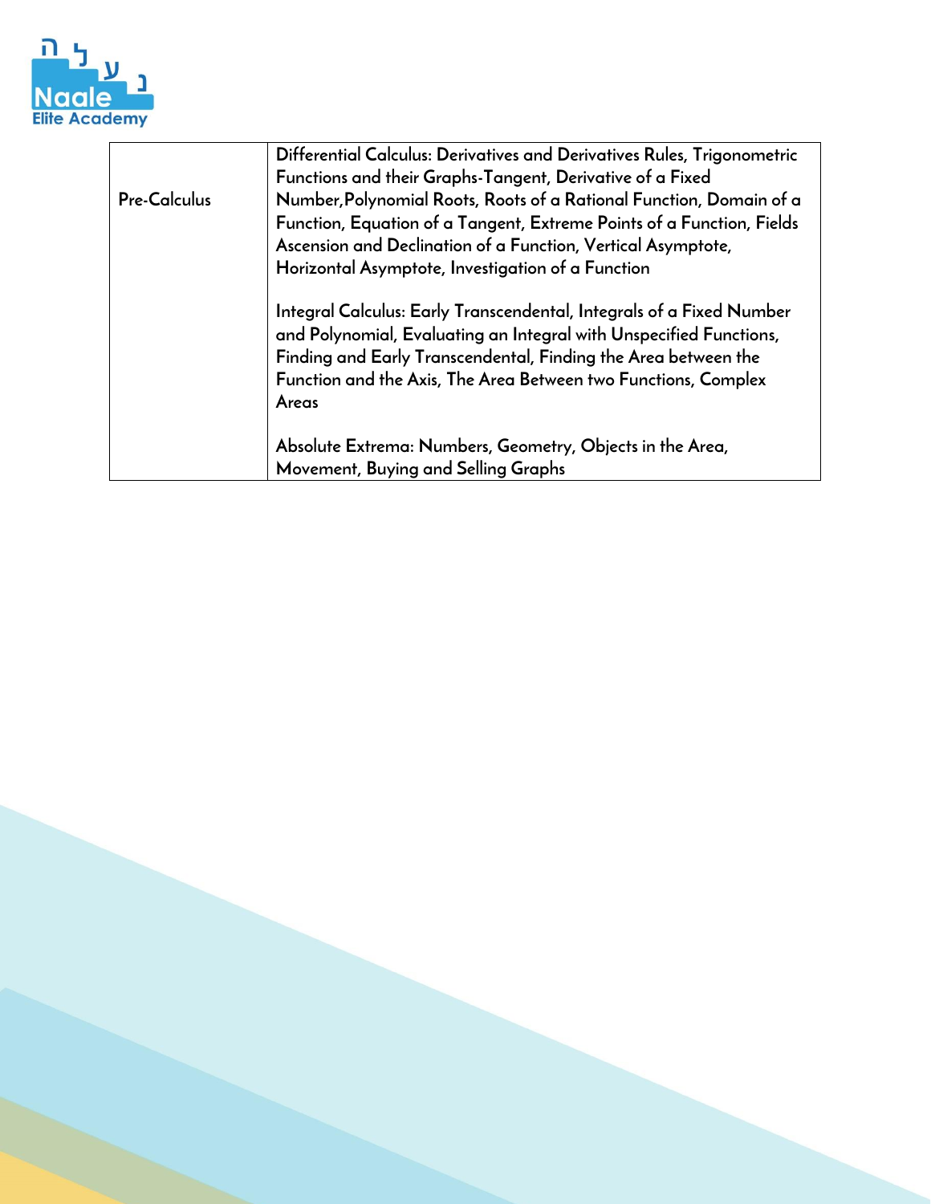| Pre-Calculus | Differential Calculus: Derivatives and Derivatives Rules, Trigonometric Functions and their Graphs-Tangent, Derivative of a Fixed Number,Polynomial Roots, Roots of a Rational Function, Domain of a Function, Equation of a Tangent, Extreme Points of a Function, Fields Ascension and Declination of a Function, Vertical Asymptote, Horizontal Asymptote, Investigation of a Function<br><br>Integral Calculus: Early Transcendental, Integrals of a Fixed Number and Polynomial, Evaluating an Integral with Unspecified Functions, Finding and Early Transcendental, Finding the Area between the Function and the Axis, The Area Between two Functions, Complex Areas<br><br>Absolute Extrema: Numbers, Geometry, Objects in the Area, Movement, Buying and Selling Graphs |
|---|---|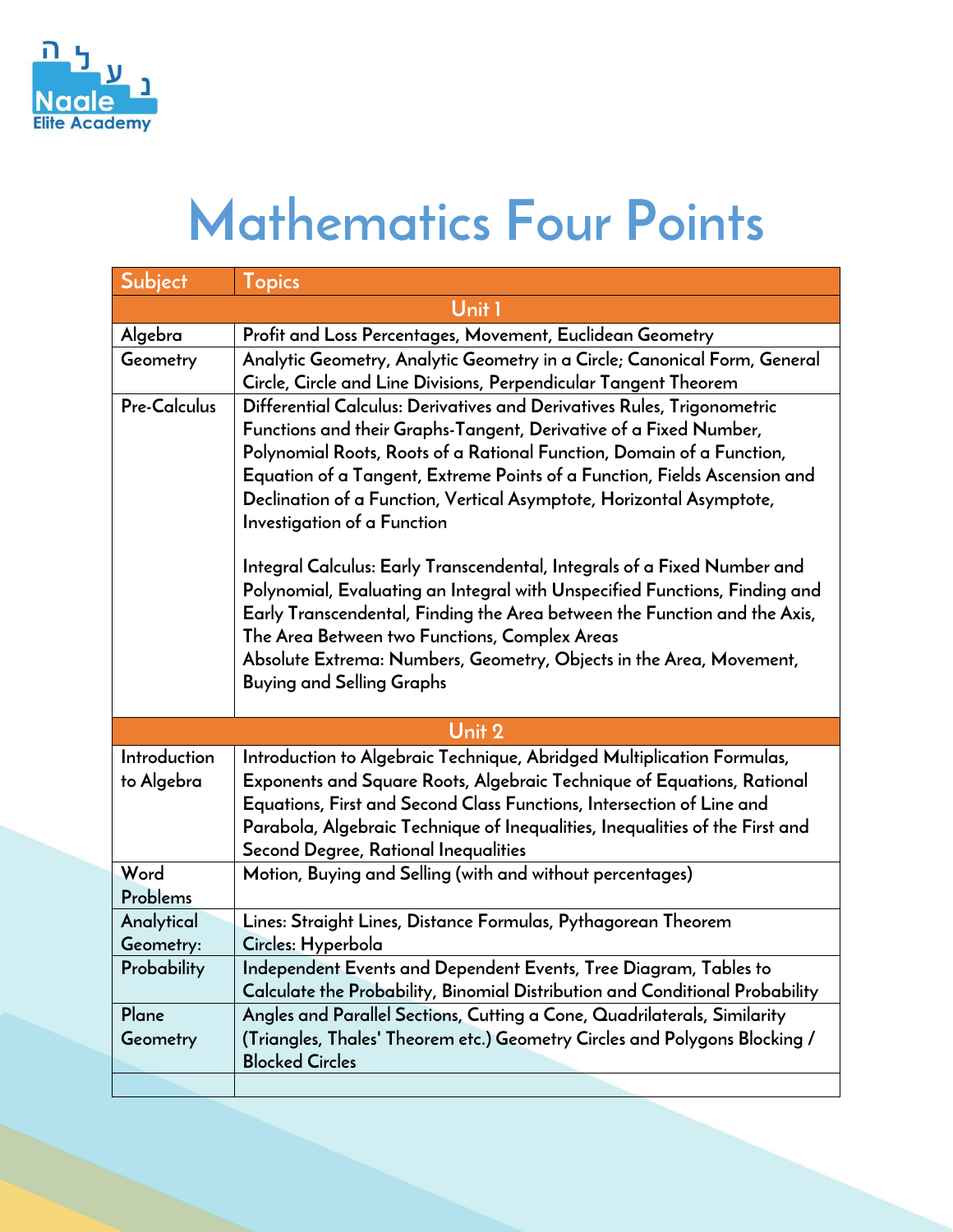# Mathematics Four Points

| Subject | Topics |
|---|---|
| Unit 1 | |
| Algebra | Profit and Loss Percentages, Movement, Euclidean Geometry |
| Geometry | Analytic Geometry, Analytic Geometry in a Circle; Canonical Form, General Circle, Circle and Line Divisions, Perpendicular Tangent Theorem |
| Pre-Calculus | Differential Calculus: Derivatives and Derivatives Rules, Trigonometric Functions and their Graphs-Tangent, Derivative of a Fixed Number, Polynomial Roots, Roots of a Rational Function, Domain of a Function, Equation of a Tangent, Extreme Points of a Function, Fields Ascension and Declination of a Function, Vertical Asymptote, Horizontal Asymptote, Investigation of a Function<br><br>Integral Calculus: Early Transcendental, Integrals of a Fixed Number and Polynomial, Evaluating an Integral with Unspecified Functions, Finding and Early Transcendental, Finding the Area between the Function and the Axis, The Area Between two Functions, Complex Areas<br>Absolute Extrema: Numbers, Geometry, Objects in the Area, Movement, Buying and Selling Graphs |
| Unit 2 | |
| Introduction to Algebra | Introduction to Algebraic Technique, Abridged Multiplication Formulas, Exponents and Square Roots, Algebraic Technique of Equations, Rational Equations, First and Second Class Functions, Intersection of Line and Parabola, Algebraic Technique of Inequalities, Inequalities of the First and Second Degree, Rational Inequalities |
| Word Problems | Motion, Buying and Selling (with and without percentages) |
| Analytical Geometry: | Lines: Straight Lines, Distance Formulas, Pythagorean Theorem<br>Circles: Hyperbola |
| Probability | Independent Events and Dependent Events, Tree Diagram, Tables to Calculate the Probability, Binomial Distribution and Conditional Probability |
| Plane Geometry | Angles and Parallel Sections, Cutting a Cone, Quadrilaterals, Similarity (Triangles, Thales' Theorem etc.) Geometry Circles and Polygons Blocking / Blocked Circles |
| | |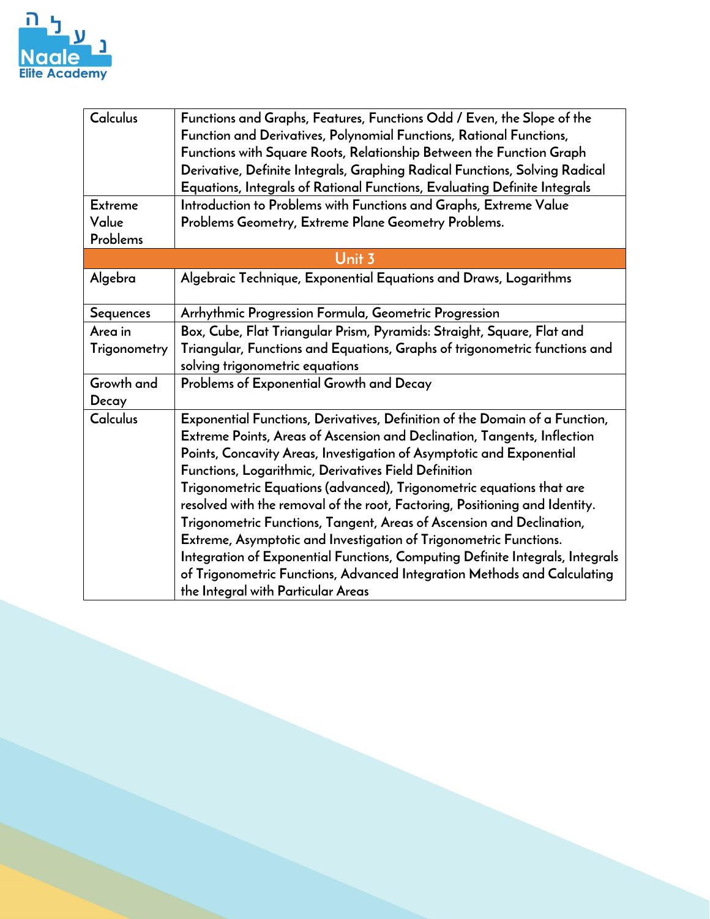| | |
|---|---|
| Calculus | Functions and Graphs, Features, Functions Odd / Even, the Slope of the Function and Derivatives, Polynomial Functions, Rational Functions, Functions with Square Roots, Relationship Between the Function Graph Derivative, Definite Integrals, Graphing Radical Functions, Solving Radical Equations, Integrals of Rational Functions, Evaluating Definite Integrals |
| Extreme Value Problems | Introduction to Problems with Functions and Graphs, Extreme Value Problems Geometry, Extreme Plane Geometry Problems. |
| **Unit 3** | |
| Algebra | Algebraic Technique, Exponential Equations and Draws, Logarithms |
| Sequences | Arrhythmic Progression Formula, Geometric Progression |
| Area in Trigonometry | Box, Cube, Flat Triangular Prism, Pyramids: Straight, Square, Flat and Triangular, Functions and Equations, Graphs of trigonometric functions and solving trigonometric equations |
| Growth and Decay | Problems of Exponential Growth and Decay |
| Calculus | Exponential Functions, Derivatives, Definition of the Domain of a Function, Extreme Points, Areas of Ascension and Declination, Tangents, Inflection Points, Concavity Areas, Investigation of Asymptotic and Exponential Functions, Logarithmic, Derivatives Field Definition<br>Trigonometric Equations (advanced), Trigonometric equations that are resolved with the removal of the root, Factoring, Positioning and Identity.<br>Trigonometric Functions, Tangent, Areas of Ascension and Declination, Extreme, Asymptotic and Investigation of Trigonometric Functions.<br>Integration of Exponential Functions, Computing Definite Integrals, Integrals of Trigonometric Functions, Advanced Integration Methods and Calculating the Integral with Particular Areas |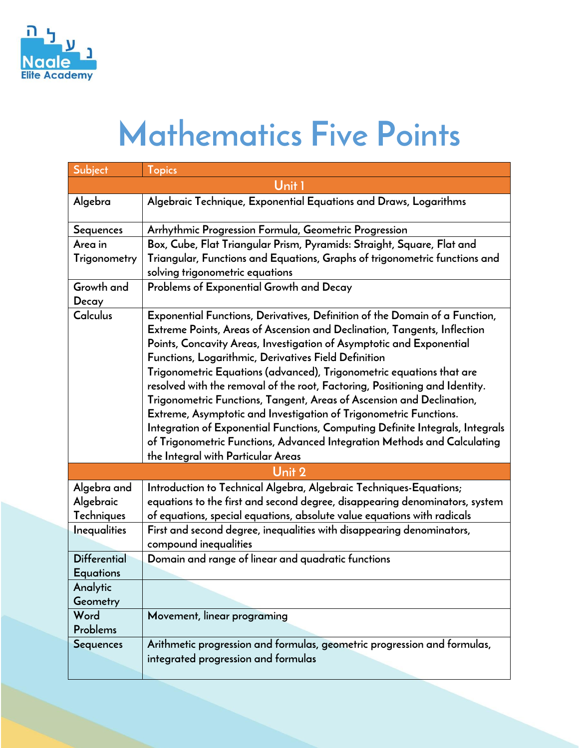# Mathematics Five Points

| Subject | Topics |
|---|---|
| Unit 1 | |
| Algebra | Algebraic Technique, Exponential Equations and Draws, Logarithms |
| Sequences | Arrhythmic Progression Formula, Geometric Progression |
| Area in Trigonometry | Box, Cube, Flat Triangular Prism, Pyramids: Straight, Square, Flat and Triangular, Functions and Equations, Graphs of trigonometric functions and solving trigonometric equations |
| Growth and Decay | Problems of Exponential Growth and Decay |
| Calculus | Exponential Functions, Derivatives, Definition of the Domain of a Function, Extreme Points, Areas of Ascension and Declination, Tangents, Inflection Points, Concavity Areas, Investigation of Asymptotic and Exponential Functions, Logarithmic, Derivatives Field Definition<br>Trigonometric Equations (advanced), Trigonometric equations that are resolved with the removal of the root, Factoring, Positioning and Identity. Trigonometric Functions, Tangent, Areas of Ascension and Declination, Extreme, Asymptotic and Investigation of Trigonometric Functions.<br>Integration of Exponential Functions, Computing Definite Integrals, Integrals of Trigonometric Functions, Advanced Integration Methods and Calculating the Integral with Particular Areas |
| Unit 2 | |
| Algebra and Algebraic Techniques | Introduction to Technical Algebra, Algebraic Techniques-Equations; equations to the first and second degree, disappearing denominators, system of equations, special equations, absolute value equations with radicals |
| Inequalities | First and second degree, inequalities with disappearing denominators, compound inequalities |
| Differential Equations | Domain and range of linear and quadratic functions |
| Analytic Geometry | |
| Word Problems | Movement, linear programing |
| Sequences | Arithmetic progression and formulas, geometric progression and formulas, integrated progression and formulas |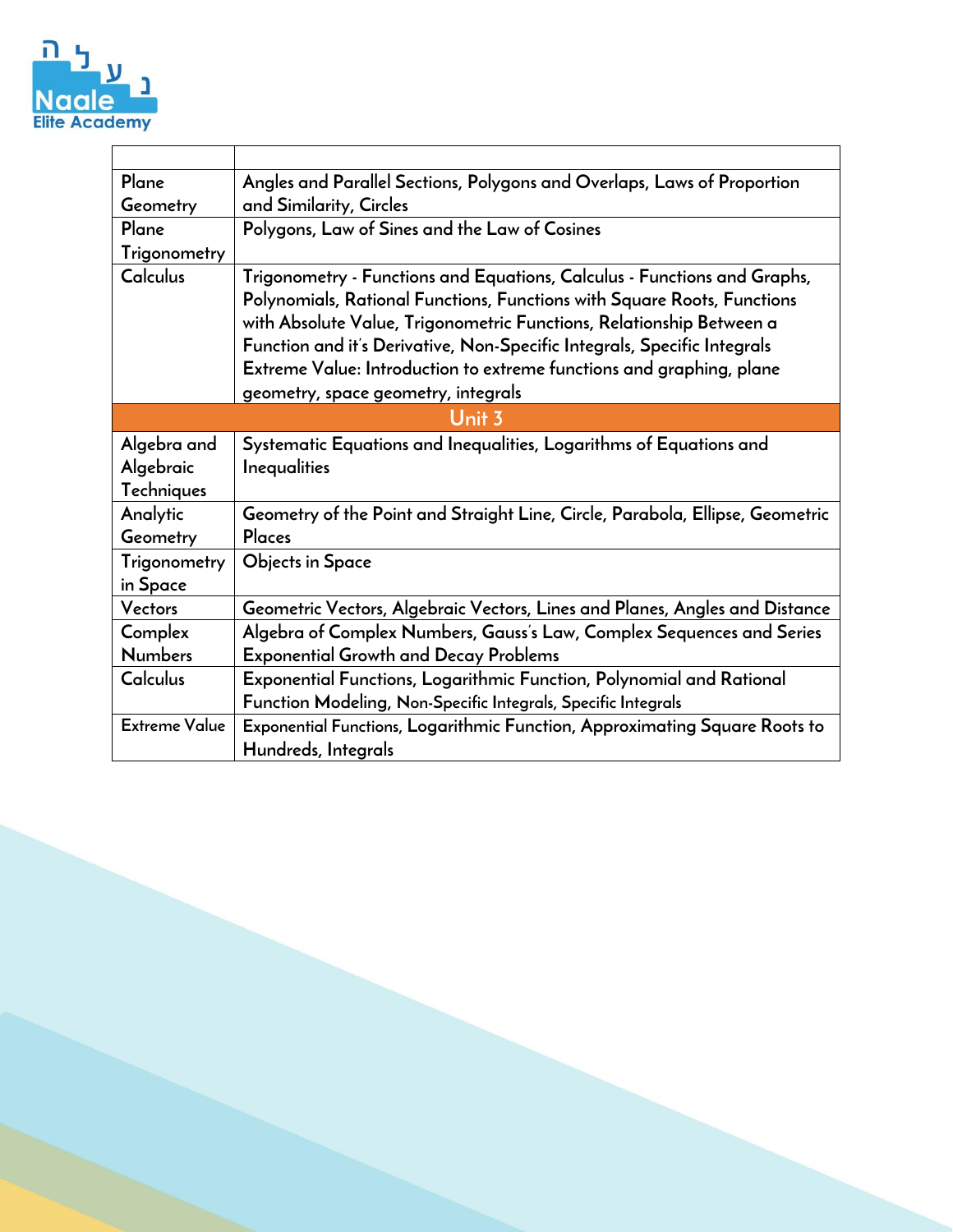| | |
|---|---|
| Plane Geometry | Angles and Parallel Sections, Polygons and Overlaps, Laws of Proportion and Similarity, Circles |
| Plane Trigonometry | Polygons, Law of Sines and the Law of Cosines |
| Calculus | Trigonometry - Functions and Equations, Calculus - Functions and Graphs, Polynomials, Rational Functions, Functions with Square Roots, Functions with Absolute Value, Trigonometric Functions, Relationship Between a Function and it's Derivative, Non-Specific Integrals, Specific Integrals Extreme Value: Introduction to extreme functions and graphing, plane geometry, space geometry, integrals |
| **Unit 3** | |
| Algebra and Algebraic Techniques | Systematic Equations and Inequalities, Logarithms of Equations and Inequalities |
| Analytic Geometry | Geometry of the Point and Straight Line, Circle, Parabola, Ellipse, Geometric Places |
| Trigonometry in Space | Objects in Space |
| Vectors | Geometric Vectors, Algebraic Vectors, Lines and Planes, Angles and Distance |
| Complex Numbers | Algebra of Complex Numbers, Gauss's Law, Complex Sequences and Series Exponential Growth and Decay Problems |
| Calculus | Exponential Functions, Logarithmic Function, Polynomial and Rational Function Modeling, Non-Specific Integrals, Specific Integrals |
| Extreme Value | Exponential Functions, Logarithmic Function, Approximating Square Roots to Hundreds, Integrals |